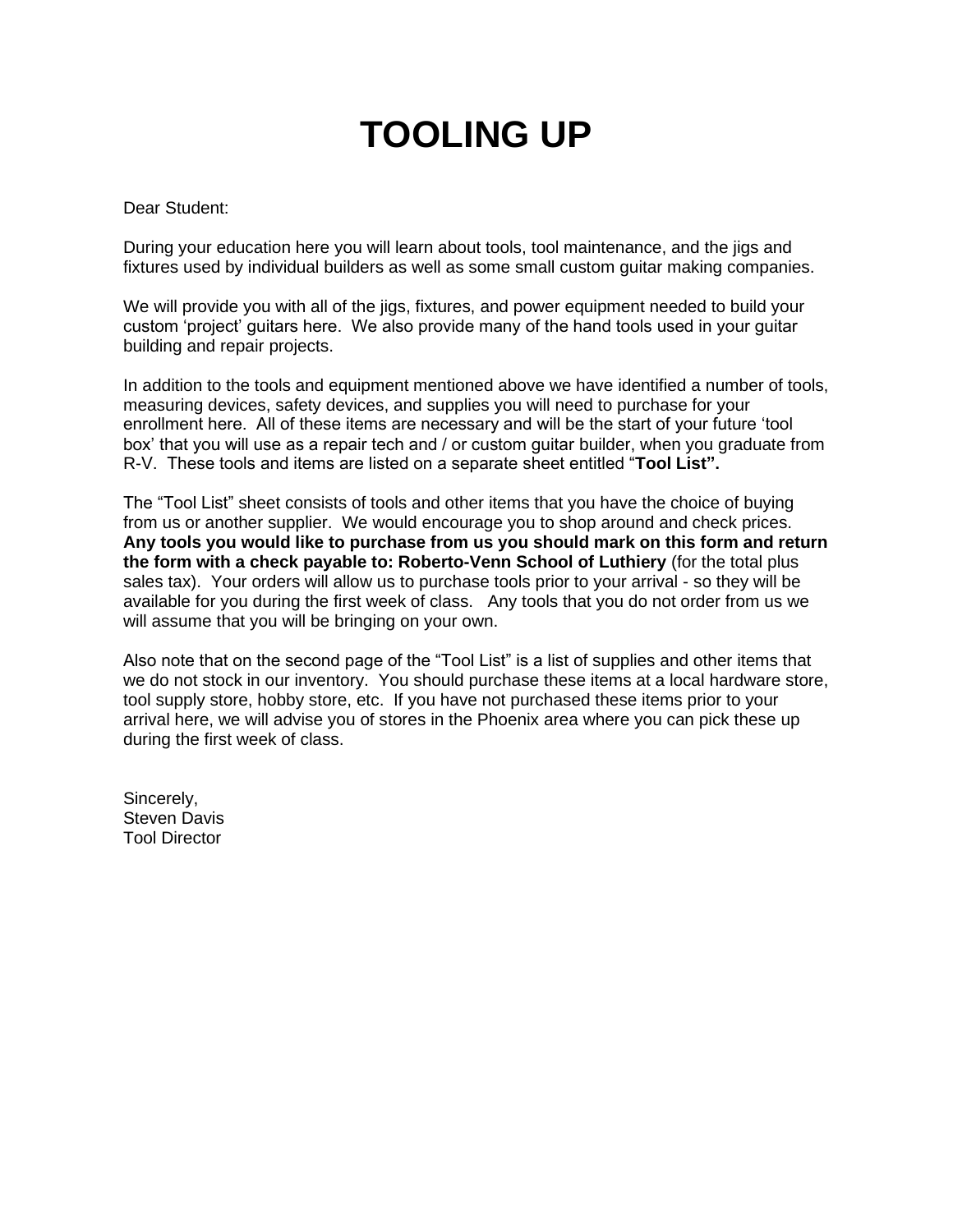# TOOLING UP

Dear Student:

During your education here you will learn about tools, tool maintenance, and the jigs and fixtures used by individual builders as well as some small custom guitar making companies.

We will provide you with all of the jigs, fixtures, and power equipment needed to build your custom 'project' guitars here. We also provide many of the hand tools used in your guitar building and repair projects.

In addition to the tools and equipment mentioned above we have identified a number of tools, measuring devices, safety devices, and supplies you will need to purchase for your enrollment here. All of these items are necessary and will be the start of your future 'tool box' that you will use as a repair tech and / or custom guitar builder, when you graduate from R-V. These tools and items are listed on a separate sheet entitled "**Tool List".**

The "Tool List" sheet consists of tools and other items that you have the choice of buying from us or another supplier. We would encourage you to shop around and check prices. **Any tools you would like to purchase from us you should mark on this form and return the form with a check payable to: Roberto-Venn School of Luthiery** (for the total plus sales tax). Your orders will allow us to purchase tools prior to your arrival - so they will be available for you during the first week of class. Any tools that you do not order from us we will assume that you will be bringing on your own.

Also note that on the second page of the "Tool List" is a list of supplies and other items that we do not stock in our inventory. You should purchase these items at a local hardware store, tool supply store, hobby store, etc. If you have not purchased these items prior to your arrival here, we will advise you of stores in the Phoenix area where you can pick these up during the first week of class.

Sincerely,
Steven Davis
Tool Director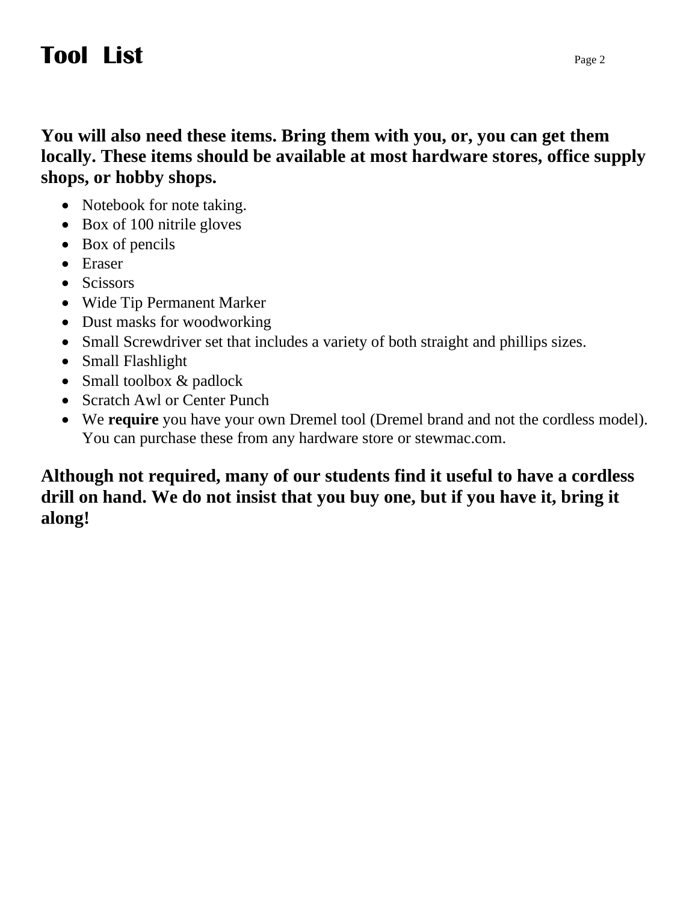# Tool List

**You will also need these items. Bring them with you, or, you can get them locally. These items should be available at most hardware stores, office supply shops, or hobby shops.**

- Notebook for note taking.
- Box of 100 nitrile gloves
- Box of pencils
- Eraser
- Scissors
- Wide Tip Permanent Marker
- Dust masks for woodworking
- Small Screwdriver set that includes a variety of both straight and phillips sizes.
- Small Flashlight
- Small toolbox & padlock
- Scratch Awl or Center Punch
- We **require** you have your own Dremel tool (Dremel brand and not the cordless model). You can purchase these from any hardware store or stewmac.com.

**Although not required, many of our students find it useful to have a cordless drill on hand. We do not insist that you buy one, but if you have it, bring it along!**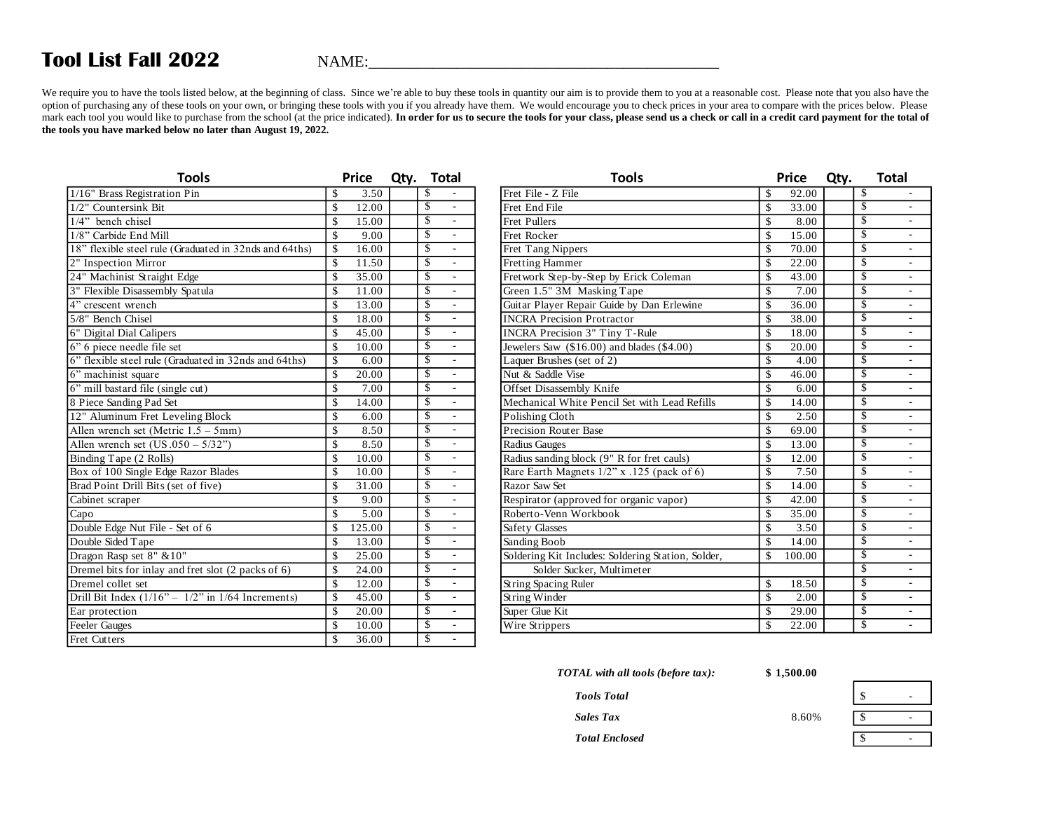# Tool List Fall 2022

NAME:_______________________________________________

We require you to have the tools listed below, at the beginning of class. Since we're able to buy these tools in quantity our aim is to provide them to you at a reasonable cost. Please note that you also have the option of purchasing any of these tools on your own, or bringing these tools with you if you already have them. We would encourage you to check prices in your area to compare with the prices below. Please mark each tool you would like to purchase from the school (at the price indicated). **In order for us to secure the tools for your class, please send us a check or call in a credit card payment for the total of the tools you have marked below no later than August 19, 2022.**

| Tools | Price | Qty. | Total |
|---|---|---|---|
| 1/16" Brass Registration Pin | $ 3.50 | | $ - |
| 1/2" Countersink Bit | $ 12.00 | | $ - |
| 1/4" bench chisel | $ 15.00 | | $ - |
| 1/8" Carbide End Mill | $ 9.00 | | $ - |
| 18" flexible steel rule (Graduated in 32nds and 64ths) | $ 16.00 | | $ - |
| 2" Inspection Mirror | $ 11.50 | | $ - |
| 24" Machinist Straight Edge | $ 35.00 | | $ - |
| 3" Flexible Disassembly Spatula | $ 11.00 | | $ - |
| 4" crescent wrench | $ 13.00 | | $ - |
| 5/8" Bench Chisel | $ 18.00 | | $ - |
| 6" Digital Dial Calipers | $ 45.00 | | $ - |
| 6" 6 piece needle file set | $ 10.00 | | $ - |
| 6" flexible steel rule (Graduated in 32nds and 64ths) | $ 6.00 | | $ - |
| 6" machinist square | $ 20.00 | | $ - |
| 6" mill bastard file (single cut) | $ 7.00 | | $ - |
| 8 Piece Sanding Pad Set | $ 14.00 | | $ - |
| 12" Aluminum Fret Leveling Block | $ 6.00 | | $ - |
| Allen wrench set (Metric 1.5 – 5mm) | $ 8.50 | | $ - |
| Allen wrench set (US .050 – 5/32") | $ 8.50 | | $ - |
| Binding Tape (2 Rolls) | $ 10.00 | | $ - |
| Box of 100 Single Edge Razor Blades | $ 10.00 | | $ - |
| Brad Point Drill Bits (set of five) | $ 31.00 | | $ - |
| Cabinet scraper | $ 9.00 | | $ - |
| Capo | $ 5.00 | | $ - |
| Double Edge Nut File - Set of 6 | $ 125.00 | | $ - |
| Double Sided Tape | $ 13.00 | | $ - |
| Dragon Rasp set 8" &10" | $ 25.00 | | $ - |
| Dremel bits for inlay and fret slot (2 packs of 6) | $ 24.00 | | $ - |
| Dremel collet set | $ 12.00 | | $ - |
| Drill Bit Index (1/16" – 1/2" in 1/64 Increments) | $ 45.00 | | $ - |
| Ear protection | $ 20.00 | | $ - |
| Feeler Gauges | $ 10.00 | | $ - |
| Fret Cutters | $ 36.00 | | $ - |
| Fret File - Z File | $ 92.00 | | $ - |
| Fret End File | $ 33.00 | | $ - |
| Fret Pullers | $ 8.00 | | $ - |
| Fret Rocker | $ 15.00 | | $ - |
| Fret Tang Nippers | $ 70.00 | | $ - |
| Fretting Hammer | $ 22.00 | | $ - |
| Fretwork Step-by-Step by Erick Coleman | $ 43.00 | | $ - |
| Green 1.5" 3M Masking Tape | $ 7.00 | | $ - |
| Guitar Player Repair Guide by Dan Erlewine | $ 36.00 | | $ - |
| INCRA Precision Protractor | $ 38.00 | | $ - |
| INCRA Precision 3" Tiny T-Rule | $ 18.00 | | $ - |
| Jewelers Saw ($16.00) and blades ($4.00) | $ 20.00 | | $ - |
| Laquer Brushes (set of 2) | $ 4.00 | | $ - |
| Nut & Saddle Vise | $ 46.00 | | $ - |
| Offset Disassembly Knife | $ 6.00 | | $ - |
| Mechanical White Pencil Set with Lead Refills | $ 14.00 | | $ - |
| Polishing Cloth | $ 2.50 | | $ - |
| Precision Router Base | $ 69.00 | | $ - |
| Radius Gauges | $ 13.00 | | $ - |
| Radius sanding block (9" R for fret cauls) | $ 12.00 | | $ - |
| Rare Earth Magnets 1/2" x .125 (pack of 6) | $ 7.50 | | $ - |
| Razor Saw Set | $ 14.00 | | $ - |
| Respirator (approved for organic vapor) | $ 42.00 | | $ - |
| Roberto-Venn Workbook | $ 35.00 | | $ - |
| Safety Glasses | $ 3.50 | | $ - |
| Sanding Boob | $ 14.00 | | $ - |
| Soldering Kit Includes: Soldering Station, Solder, Solder Sucker, Multimeter | $ 100.00 | | $ - |
| String Spacing Ruler | $ 18.50 | | $ - |
| String Winder | $ 2.00 | | $ - |
| Super Glue Kit | $ 29.00 | | $ - |
| Wire Strippers | $ 22.00 | | $ - |

| | | |
|---|---|---|
| ***TOTAL with all tools (before tax):*** | **$ 1,500.00** | |
| ***Tools Total*** | | $ - |
| ***Sales Tax*** | 8.60% | $ - |
| ***Total Enclosed*** | | $ - |